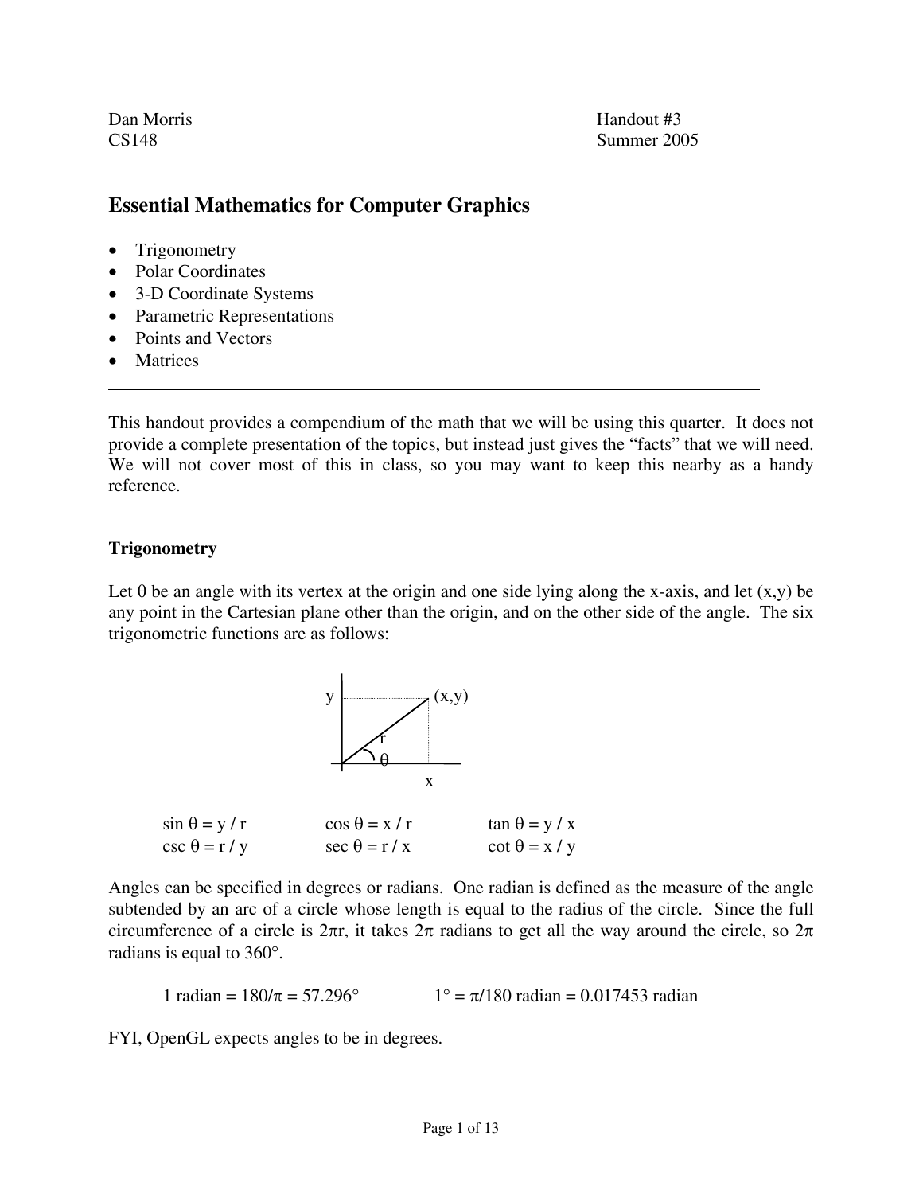Dan Morris Handout #3
CS148 Summer 2005

# Essential Mathematics for Computer Graphics

- Trigonometry
- Polar Coordinates
- 3-D Coordinate Systems
- Parametric Representations
- Points and Vectors
- Matrices

---

This handout provides a compendium of the math that we will be using this quarter. It does not provide a complete presentation of the topics, but instead just gives the "facts" that we will need. We will not cover most of this in class, so you may want to keep this nearby as a handy reference.

## Trigonometry

Let θ be an angle with its vertex at the origin and one side lying along the x-axis, and let (x,y) be any point in the Cartesian plane other than the origin, and on the other side of the angle. The six trigonometric functions are as follows:

$\sin \theta = y / r \qquad \cos \theta = x / r \qquad \tan \theta = y / x$

$\csc \theta = r / y \qquad \sec \theta = r / x \qquad \cot \theta = x / y$

Angles can be specified in degrees or radians. One radian is defined as the measure of the angle subtended by an arc of a circle whose length is equal to the radius of the circle. Since the full circumference of a circle is $2\pi r$, it takes $2\pi$ radians to get all the way around the circle, so $2\pi$ radians is equal to 360°.

$1 \text{ radian} = 180/\pi = 57.296° \qquad 1° = \pi/180 \text{ radian} = 0.017453 \text{ radian}$

FYI, OpenGL expects angles to be in degrees.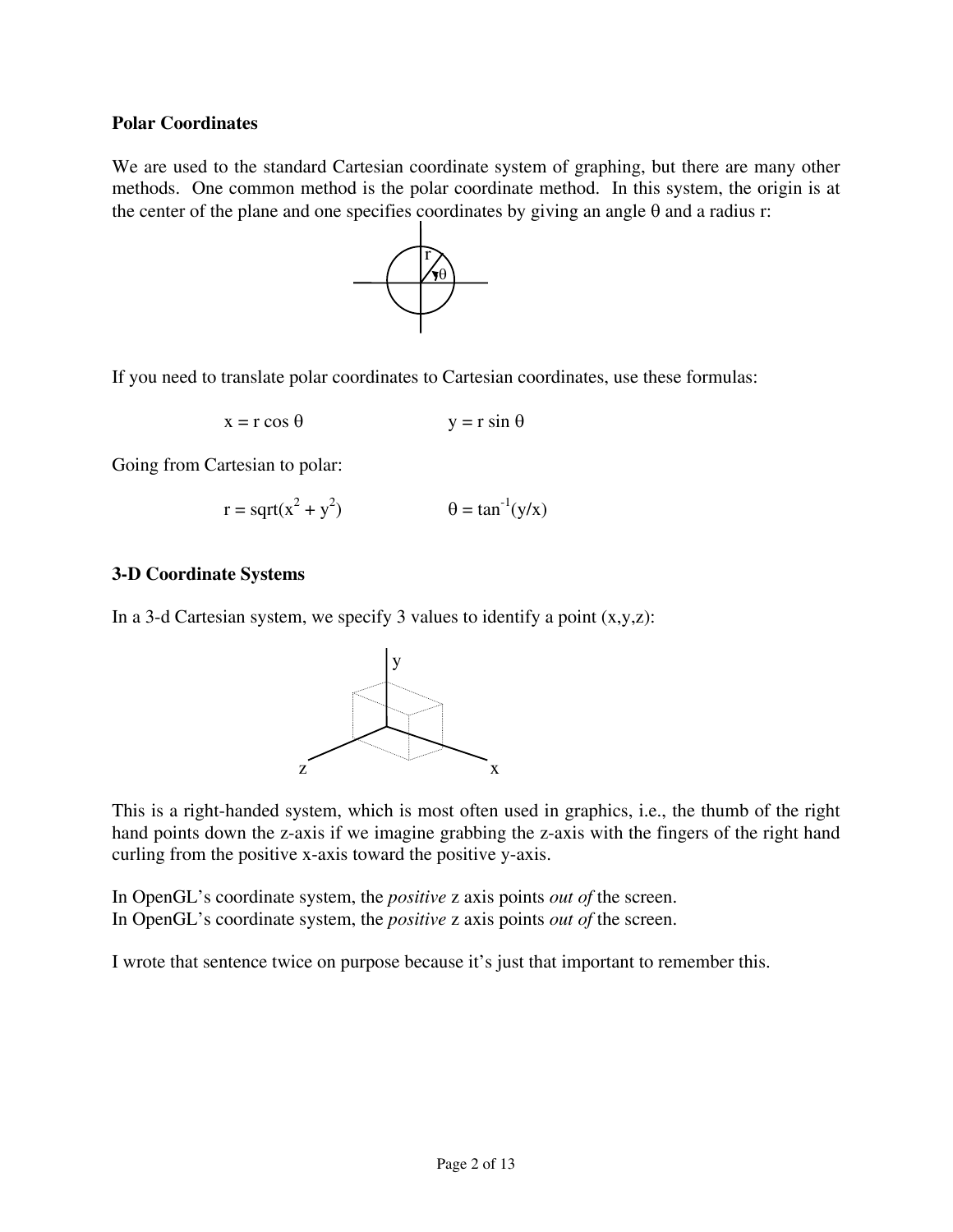**Polar Coordinates**

We are used to the standard Cartesian coordinate system of graphing, but there are many other methods. One common method is the polar coordinate method. In this system, the origin is at the center of the plane and one specifies coordinates by giving an angle θ and a radius r:

If you need to translate polar coordinates to Cartesian coordinates, use these formulas:

$$x = r \cos \theta \qquad\qquad y = r \sin \theta$$

Going from Cartesian to polar:

$$r = \text{sqrt}(x^2 + y^2) \qquad\qquad \theta = \tan^{-1}(y/x)$$

**3-D Coordinate Systems**

In a 3-d Cartesian system, we specify 3 values to identify a point (x,y,z):

This is a right-handed system, which is most often used in graphics, i.e., the thumb of the right hand points down the z-axis if we imagine grabbing the z-axis with the fingers of the right hand curling from the positive x-axis toward the positive y-axis.

In OpenGL's coordinate system, the *positive* z axis points *out of* the screen.
In OpenGL's coordinate system, the *positive* z axis points *out of* the screen.

I wrote that sentence twice on purpose because it's just that important to remember this.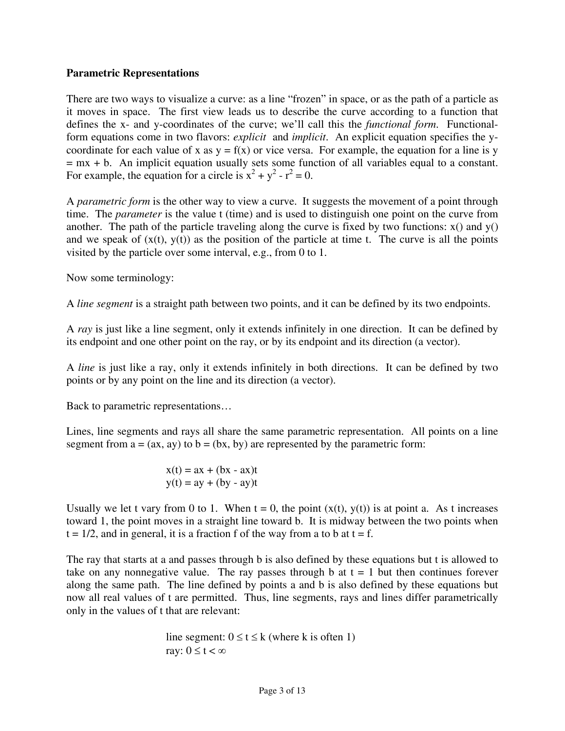**Parametric Representations**

There are two ways to visualize a curve: as a line "frozen" in space, or as the path of a particle as it moves in space. The first view leads us to describe the curve according to a function that defines the x- and y-coordinates of the curve; we'll call this the *functional form*. Functional-form equations come in two flavors: *explicit* and *implicit*. An explicit equation specifies the y-coordinate for each value of x as $y = f(x)$ or vice versa. For example, the equation for a line is $y = mx + b$. An implicit equation usually sets some function of all variables equal to a constant. For example, the equation for a circle is $x^2 + y^2 - r^2 = 0$.

A *parametric form* is the other way to view a curve. It suggests the movement of a point through time. The *parameter* is the value t (time) and is used to distinguish one point on the curve from another. The path of the particle traveling along the curve is fixed by two functions: x() and y() and we speak of (x(t), y(t)) as the position of the particle at time t. The curve is all the points visited by the particle over some interval, e.g., from 0 to 1.

Now some terminology:

A *line segment* is a straight path between two points, and it can be defined by its two endpoints.

A *ray* is just like a line segment, only it extends infinitely in one direction. It can be defined by its endpoint and one other point on the ray, or by its endpoint and its direction (a vector).

A *line* is just like a ray, only it extends infinitely in both directions. It can be defined by two points or by any point on the line and its direction (a vector).

Back to parametric representations…

Lines, line segments and rays all share the same parametric representation. All points on a line segment from a = (ax, ay) to b = (bx, by) are represented by the parametric form:

$$x(t) = ax + (bx - ax)t$$
$$y(t) = ay + (by - ay)t$$

Usually we let t vary from 0 to 1. When t = 0, the point (x(t), y(t)) is at point a. As t increases toward 1, the point moves in a straight line toward b. It is midway between the two points when t = 1/2, and in general, it is a fraction f of the way from a to b at t = f.

The ray that starts at a and passes through b is also defined by these equations but t is allowed to take on any nonnegative value. The ray passes through b at t = 1 but then continues forever along the same path. The line defined by points a and b is also defined by these equations but now all real values of t are permitted. Thus, line segments, rays and lines differ parametrically only in the values of t that are relevant:

line segment: $0 \le t \le k$ (where k is often 1)
ray: $0 \le t < \infty$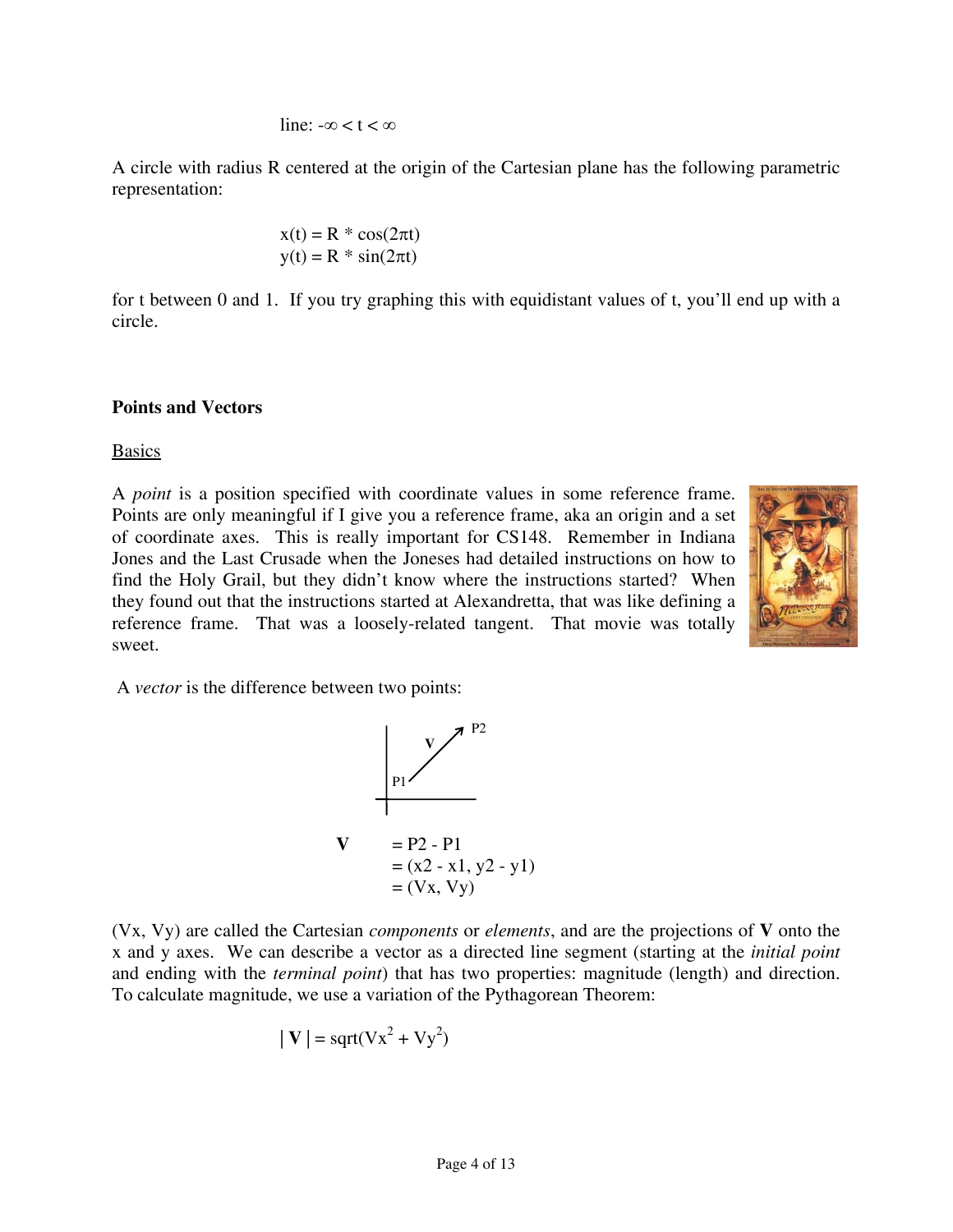line: $-\infty < t < \infty$

A circle with radius R centered at the origin of the Cartesian plane has the following parametric representation:

$$x(t) = R * \cos(2\pi t)$$
$$y(t) = R * \sin(2\pi t)$$

for t between 0 and 1. If you try graphing this with equidistant values of t, you'll end up with a circle.

### Points and Vectors

Basics

A *point* is a position specified with coordinate values in some reference frame. Points are only meaningful if I give you a reference frame, aka an origin and a set of coordinate axes. This is really important for CS148. Remember in Indiana Jones and the Last Crusade when the Joneses had detailed instructions on how to find the Holy Grail, but they didn't know where the instructions started? When they found out that the instructions started at Alexandretta, that was like defining a reference frame. That was a loosely-related tangent. That movie was totally sweet.

A *vector* is the difference between two points:

$$
\begin{aligned}
\mathbf{V} &= P2 - P1 \\
&= (x2 - x1, y2 - y1) \\
&= (Vx, Vy)
\end{aligned}
$$

(Vx, Vy) are called the Cartesian *components* or *elements*, and are the projections of **V** onto the x and y axes. We can describe a vector as a directed line segment (starting at the *initial point* and ending with the *terminal point*) that has two properties: magnitude (length) and direction. To calculate magnitude, we use a variation of the Pythagorean Theorem:

$$|\mathbf{V}| = \text{sqrt}(Vx^2 + Vy^2)$$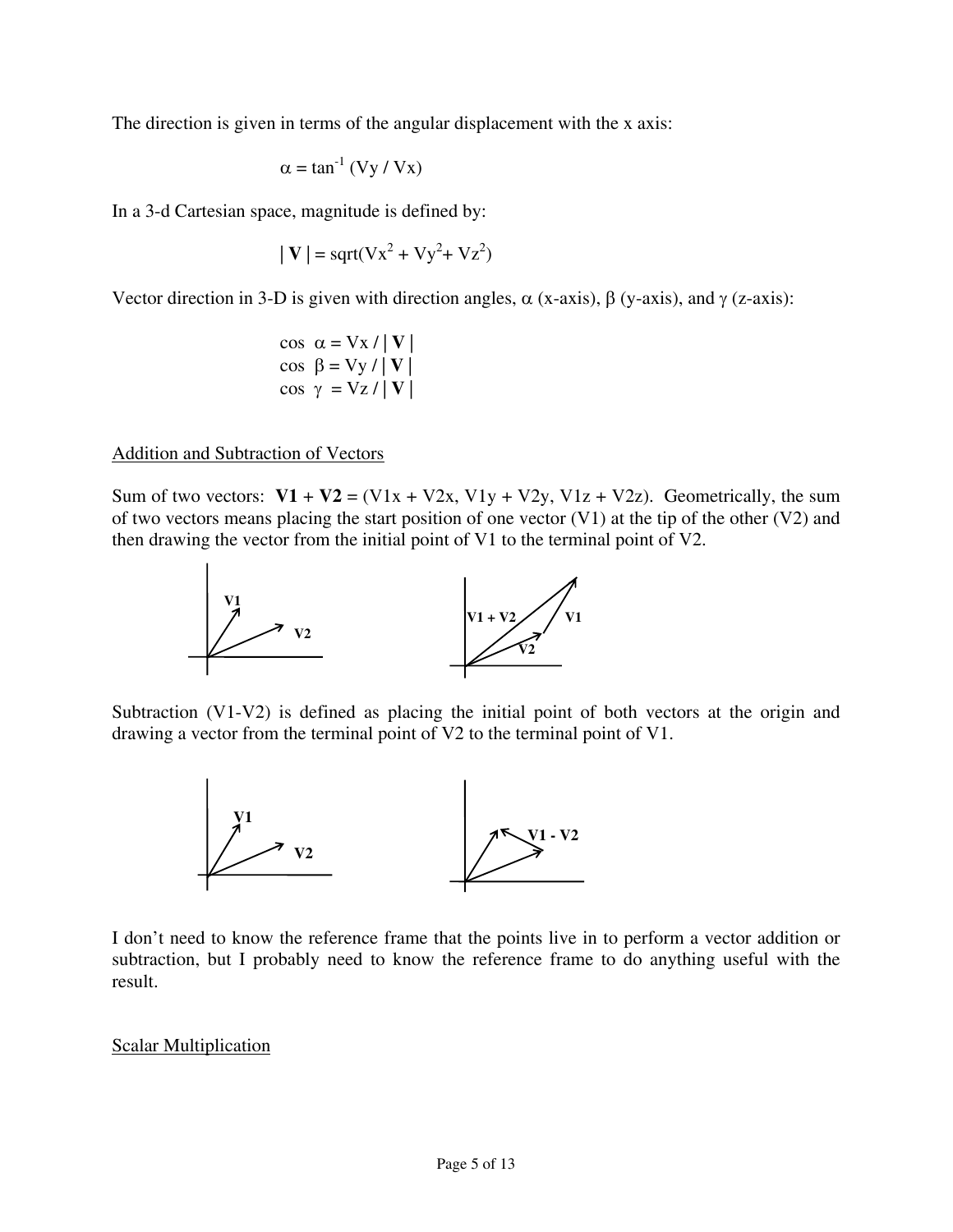The direction is given in terms of the angular displacement with the x axis:

$$\alpha = \tan^{-1} (Vy / Vx)$$

In a 3-d Cartesian space, magnitude is defined by:

$$| \mathbf{V} | = \text{sqrt}(Vx^2 + Vy^2 + Vz^2)$$

Vector direction in 3-D is given with direction angles, $\alpha$ (x-axis), $\beta$ (y-axis), and $\gamma$ (z-axis):

$$\cos \alpha = Vx / | \mathbf{V} |$$
$$\cos \beta = Vy / | \mathbf{V} |$$
$$\cos \gamma = Vz / | \mathbf{V} |$$

Addition and Subtraction of Vectors

Sum of two vectors: **V1** + **V2** = (V1x + V2x, V1y + V2y, V1z + V2z). Geometrically, the sum of two vectors means placing the start position of one vector (V1) at the tip of the other (V2) and then drawing the vector from the initial point of V1 to the terminal point of V2.

Subtraction (V1-V2) is defined as placing the initial point of both vectors at the origin and drawing a vector from the terminal point of V2 to the terminal point of V1.

I don't need to know the reference frame that the points live in to perform a vector addition or subtraction, but I probably need to know the reference frame to do anything useful with the result.

Scalar Multiplication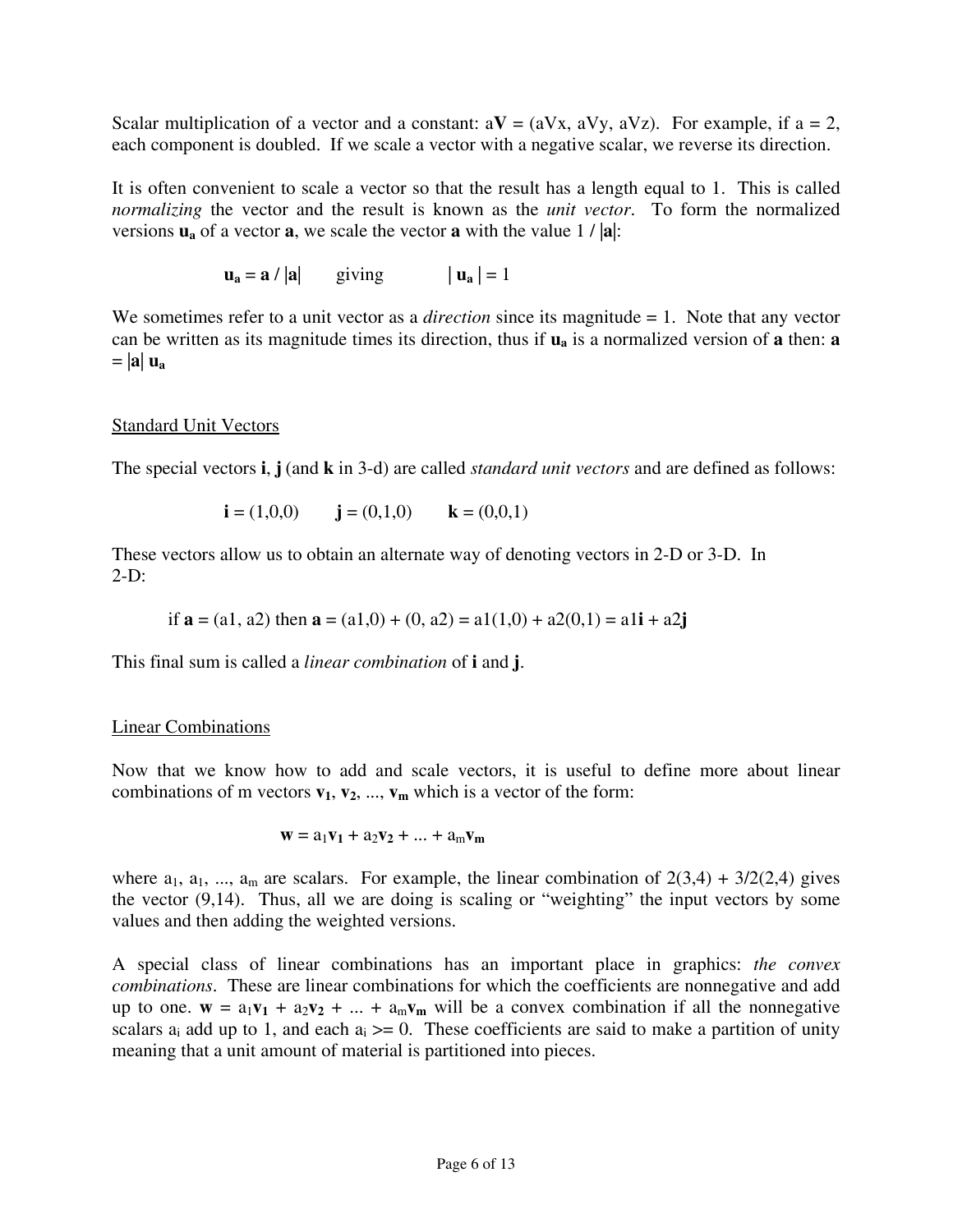Scalar multiplication of a vector and a constant: a**V** = (aVx, aVy, aVz). For example, if a = 2, each component is doubled. If we scale a vector with a negative scalar, we reverse its direction.

It is often convenient to scale a vector so that the result has a length equal to 1. This is called *normalizing* the vector and the result is known as the *unit vector*. To form the normalized versions $\mathbf{u_a}$ of a vector **a**, we scale the vector **a** with the value 1 / |**a**|:

$$\mathbf{u_a} = \mathbf{a} / |\mathbf{a}| \qquad \text{giving} \qquad |\mathbf{u_a}| = 1$$

We sometimes refer to a unit vector as a *direction* since its magnitude = 1. Note that any vector can be written as its magnitude times its direction, thus if $\mathbf{u_a}$ is a normalized version of **a** then: $\mathbf{a} = |\mathbf{a}|\, \mathbf{u_a}$

## Standard Unit Vectors

The special vectors **i**, **j** (and **k** in 3-d) are called *standard unit vectors* and are defined as follows:

$$\mathbf{i} = (1,0,0) \qquad \mathbf{j} = (0,1,0) \qquad \mathbf{k} = (0,0,1)$$

These vectors allow us to obtain an alternate way of denoting vectors in 2-D or 3-D. In 2-D:

if **a** = (a1, a2) then **a** = (a1,0) + (0, a2) = a1(1,0) + a2(0,1) = a1**i** + a2**j**

This final sum is called a *linear combination* of **i** and **j**.

## Linear Combinations

Now that we know how to add and scale vectors, it is useful to define more about linear combinations of m vectors $\mathbf{v_1}, \mathbf{v_2}, ..., \mathbf{v_m}$ which is a vector of the form:

$$\mathbf{w} = a_1\mathbf{v_1} + a_2\mathbf{v_2} + ... + a_m\mathbf{v_m}$$

where $a_1, a_1, ..., a_m$ are scalars. For example, the linear combination of 2(3,4) + 3/2(2,4) gives the vector (9,14). Thus, all we are doing is scaling or "weighting" the input vectors by some values and then adding the weighted versions.

A special class of linear combinations has an important place in graphics: *the convex combinations*. These are linear combinations for which the coefficients are nonnegative and add up to one. $\mathbf{w} = a_1\mathbf{v_1} + a_2\mathbf{v_2} + ... + a_m\mathbf{v_m}$ will be a convex combination if all the nonnegative scalars $a_i$ add up to 1, and each $a_i >= 0$. These coefficients are said to make a partition of unity meaning that a unit amount of material is partitioned into pieces.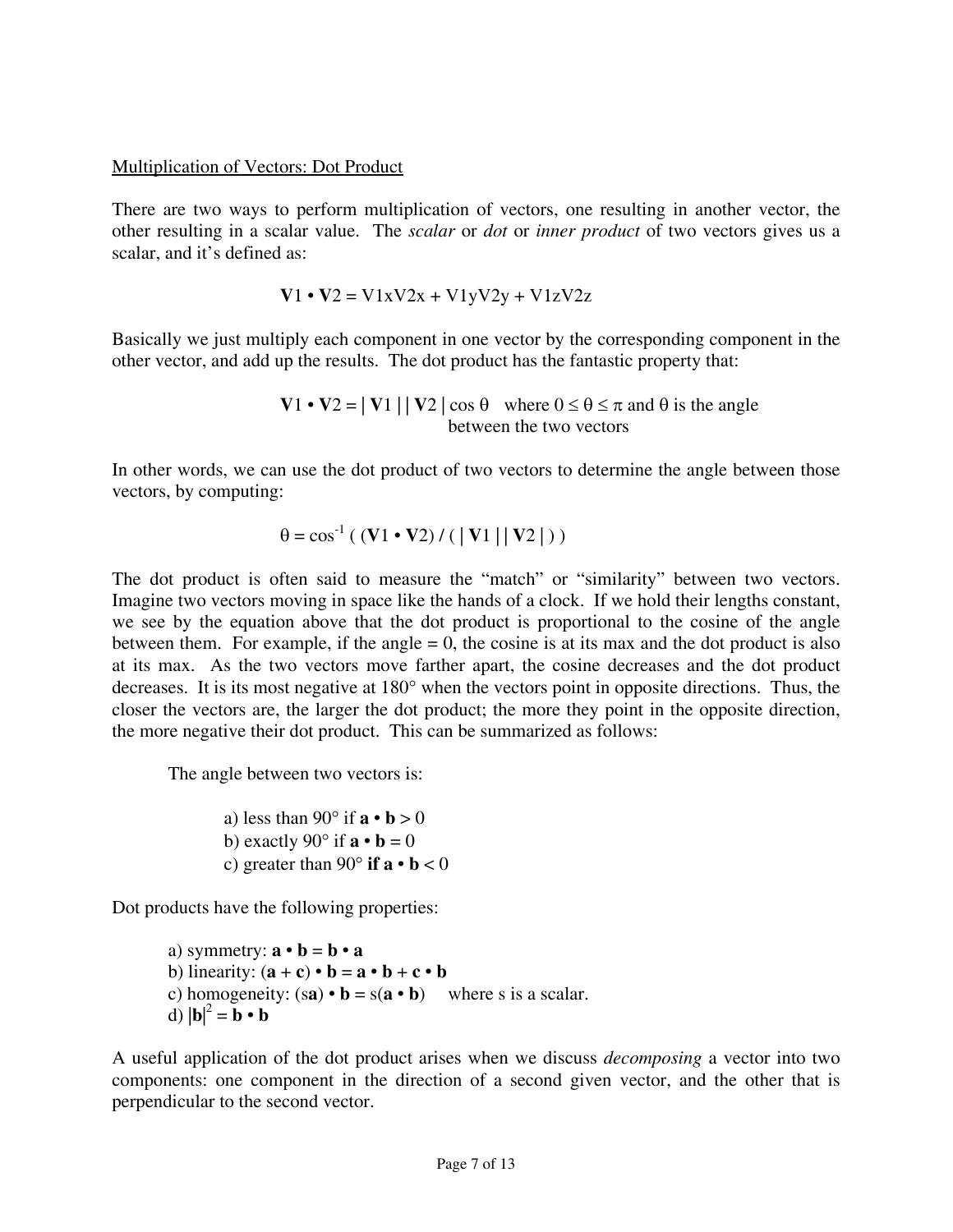## Multiplication of Vectors: Dot Product

There are two ways to perform multiplication of vectors, one resulting in another vector, the other resulting in a scalar value. The *scalar* or *dot* or *inner product* of two vectors gives us a scalar, and it's defined as:

$$\mathbf{V}1 \cdot \mathbf{V}2 = V1xV2x + V1yV2y + V1zV2z$$

Basically we just multiply each component in one vector by the corresponding component in the other vector, and add up the results. The dot product has the fantastic property that:

$$\mathbf{V}1 \cdot \mathbf{V}2 = |\,\mathbf{V}1\,|\,|\,\mathbf{V}2\,| \cos\theta \quad \text{where } 0 \leq \theta \leq \pi \text{ and } \theta \text{ is the angle between the two vectors}$$

In other words, we can use the dot product of two vectors to determine the angle between those vectors, by computing:

$$\theta = \cos^{-1}\left( (\mathbf{V}1 \cdot \mathbf{V}2) \,/\, (\,|\,\mathbf{V}1\,|\,|\,\mathbf{V}2\,|\,) \right)$$

The dot product is often said to measure the "match" or "similarity" between two vectors. Imagine two vectors moving in space like the hands of a clock. If we hold their lengths constant, we see by the equation above that the dot product is proportional to the cosine of the angle between them. For example, if the angle = 0, the cosine is at its max and the dot product is also at its max. As the two vectors move farther apart, the cosine decreases and the dot product decreases. It is its most negative at 180° when the vectors point in opposite directions. Thus, the closer the vectors are, the larger the dot product; the more they point in the opposite direction, the more negative their dot product. This can be summarized as follows:

The angle between two vectors is:

a) less than 90° if $\mathbf{a} \cdot \mathbf{b} > 0$
b) exactly 90° if $\mathbf{a} \cdot \mathbf{b} = 0$
c) greater than 90° **if** $\mathbf{a} \cdot \mathbf{b} < 0$

Dot products have the following properties:

a) symmetry: $\mathbf{a} \cdot \mathbf{b} = \mathbf{b} \cdot \mathbf{a}$
b) linearity: $(\mathbf{a} + \mathbf{c}) \cdot \mathbf{b} = \mathbf{a} \cdot \mathbf{b} + \mathbf{c} \cdot \mathbf{b}$
c) homogeneity: $(s\mathbf{a}) \cdot \mathbf{b} = s(\mathbf{a} \cdot \mathbf{b})$ where s is a scalar.
d) $|\mathbf{b}|^2 = \mathbf{b} \cdot \mathbf{b}$

A useful application of the dot product arises when we discuss *decomposing* a vector into two components: one component in the direction of a second given vector, and the other that is perpendicular to the second vector.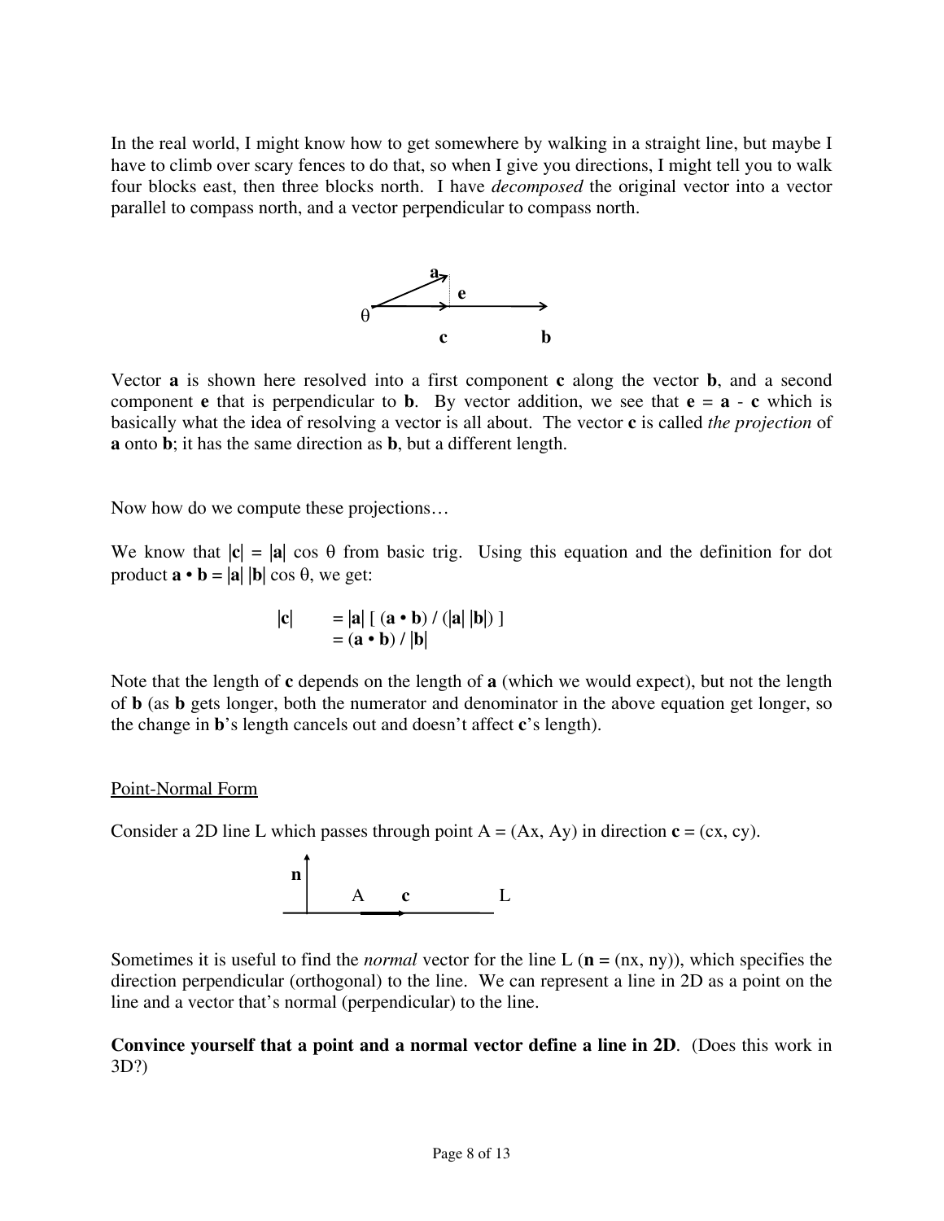In the real world, I might know how to get somewhere by walking in a straight line, but maybe I have to climb over scary fences to do that, so when I give you directions, I might tell you to walk four blocks east, then three blocks north. I have *decomposed* the original vector into a vector parallel to compass north, and a vector perpendicular to compass north.

Vector **a** is shown here resolved into a first component **c** along the vector **b**, and a second component **e** that is perpendicular to **b**. By vector addition, we see that **e** = **a** - **c** which is basically what the idea of resolving a vector is all about. The vector **c** is called *the projection* of **a** onto **b**; it has the same direction as **b**, but a different length.

Now how do we compute these projections…

We know that $|\mathbf{c}| = |\mathbf{a}| \cos \theta$ from basic trig. Using this equation and the definition for dot product $\mathbf{a} \bullet \mathbf{b} = |\mathbf{a}|\,|\mathbf{b}| \cos \theta$, we get:

$$
\begin{aligned}
|\mathbf{c}| &= |\mathbf{a}| \left[ (\mathbf{a} \bullet \mathbf{b}) / (|\mathbf{a}|\,|\mathbf{b}|) \right] \\
&= (\mathbf{a} \bullet \mathbf{b}) / |\mathbf{b}|
\end{aligned}
$$

Note that the length of **c** depends on the length of **a** (which we would expect), but not the length of **b** (as **b** gets longer, both the numerator and denominator in the above equation get longer, so the change in **b**'s length cancels out and doesn't affect **c**'s length).

<u>Point-Normal Form</u>

Consider a 2D line L which passes through point A = (Ax, Ay) in direction **c** = (cx, cy).

Sometimes it is useful to find the *normal* vector for the line L (**n** = (nx, ny)), which specifies the direction perpendicular (orthogonal) to the line. We can represent a line in 2D as a point on the line and a vector that's normal (perpendicular) to the line.

**Convince yourself that a point and a normal vector define a line in 2D**. (Does this work in 3D?)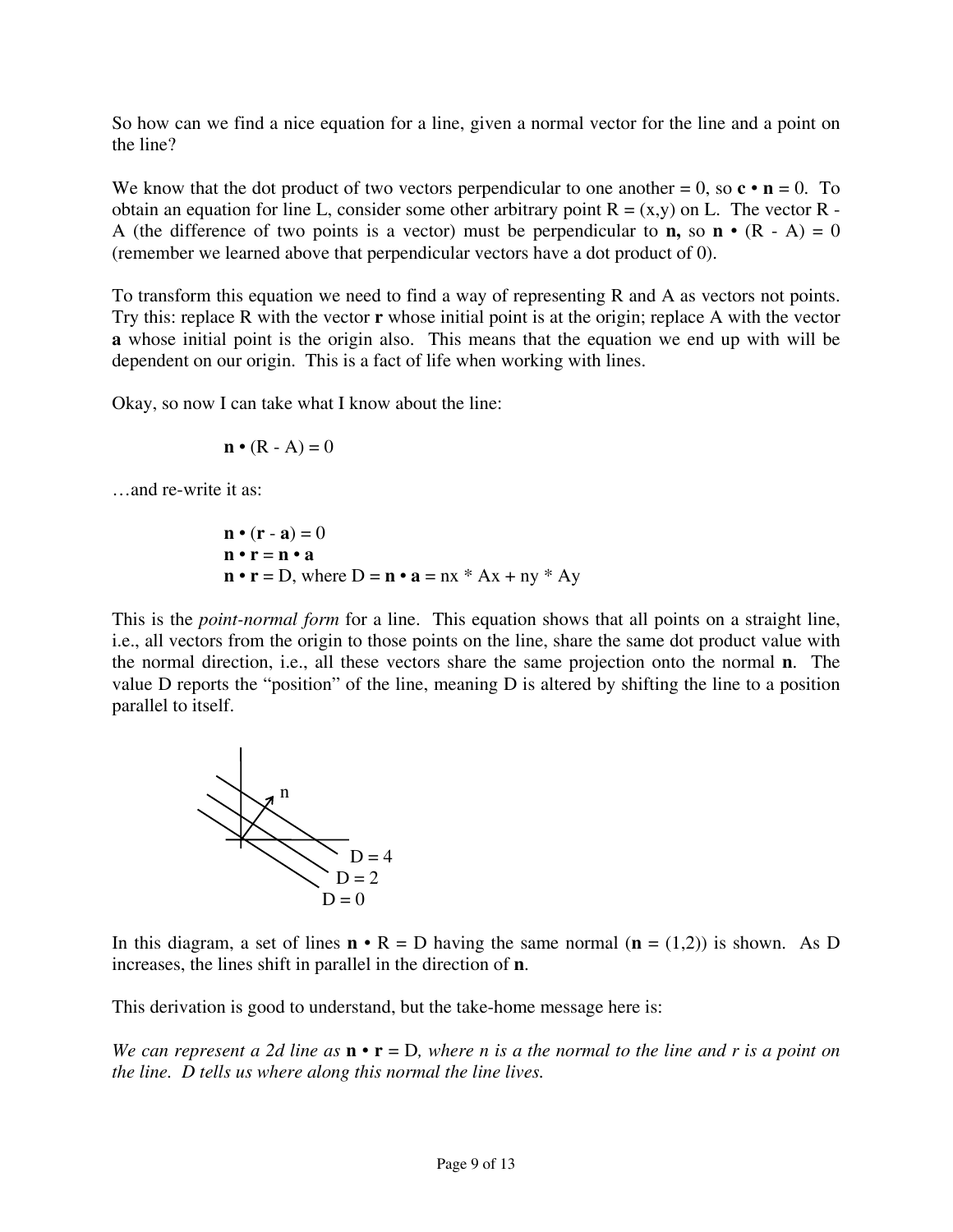So how can we find a nice equation for a line, given a normal vector for the line and a point on the line?

We know that the dot product of two vectors perpendicular to one another = 0, so $\mathbf{c} \bullet \mathbf{n} = 0$. To obtain an equation for line L, consider some other arbitrary point R = (x,y) on L. The vector R - A (the difference of two points is a vector) must be perpendicular to **n,** so $\mathbf{n} \bullet (R - A) = 0$ (remember we learned above that perpendicular vectors have a dot product of 0).

To transform this equation we need to find a way of representing R and A as vectors not points. Try this: replace R with the vector **r** whose initial point is at the origin; replace A with the vector **a** whose initial point is the origin also. This means that the equation we end up with will be dependent on our origin. This is a fact of life when working with lines.

Okay, so now I can take what I know about the line:

$$\mathbf{n} \bullet (R - A) = 0$$

…and re-write it as:

$$\mathbf{n} \bullet (\mathbf{r} - \mathbf{a}) = 0$$
$$\mathbf{n} \bullet \mathbf{r} = \mathbf{n} \bullet \mathbf{a}$$
$$\mathbf{n} \bullet \mathbf{r} = D, \text{ where } D = \mathbf{n} \bullet \mathbf{a} = nx * Ax + ny * Ay$$

This is the *point-normal form* for a line. This equation shows that all points on a straight line, i.e., all vectors from the origin to those points on the line, share the same dot product value with the normal direction, i.e., all these vectors share the same projection onto the normal **n**. The value D reports the "position" of the line, meaning D is altered by shifting the line to a position parallel to itself.

In this diagram, a set of lines $\mathbf{n} \bullet R = D$ having the same normal ($\mathbf{n} = (1,2)$) is shown. As D increases, the lines shift in parallel in the direction of **n**.

This derivation is good to understand, but the take-home message here is:

*We can represent a 2d line as* $\mathbf{n} \bullet \mathbf{r} = D$*, where n is a the normal to the line and r is a point on the line. D tells us where along this normal the line lives.*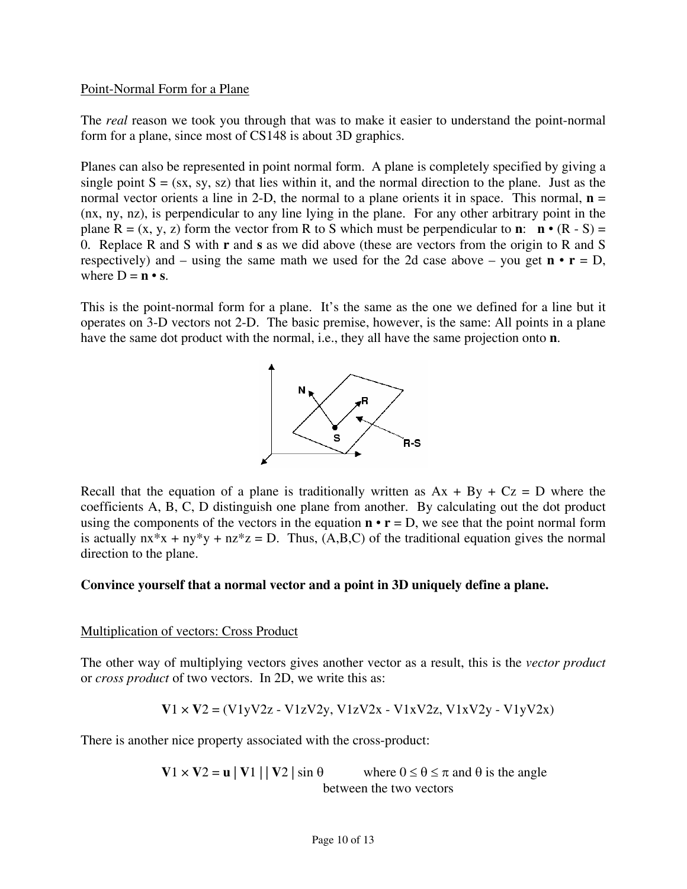Point-Normal Form for a Plane

The *real* reason we took you through that was to make it easier to understand the point-normal form for a plane, since most of CS148 is about 3D graphics.

Planes can also be represented in point normal form. A plane is completely specified by giving a single point S = (sx, sy, sz) that lies within it, and the normal direction to the plane. Just as the normal vector orients a line in 2-D, the normal to a plane orients it in space. This normal, **n** = (nx, ny, nz), is perpendicular to any line lying in the plane. For any other arbitrary point in the plane R = (x, y, z) form the vector from R to S which must be perpendicular to **n**: $\mathbf{n} \bullet (R - S) = 0$. Replace R and S with **r** and **s** as we did above (these are vectors from the origin to R and S respectively) and – using the same math we used for the 2d case above – you get $\mathbf{n} \bullet \mathbf{r} = D$, where $D = \mathbf{n} \bullet \mathbf{s}$.

This is the point-normal form for a plane. It's the same as the one we defined for a line but it operates on 3-D vectors not 2-D. The basic premise, however, is the same: All points in a plane have the same dot product with the normal, i.e., they all have the same projection onto **n**.

Recall that the equation of a plane is traditionally written as $Ax + By + Cz = D$ where the coefficients A, B, C, D distinguish one plane from another. By calculating out the dot product using the components of the vectors in the equation $\mathbf{n} \bullet \mathbf{r} = D$, we see that the point normal form is actually nx*x + ny*y + nz*z = D. Thus, (A,B,C) of the traditional equation gives the normal direction to the plane.

**Convince yourself that a normal vector and a point in 3D uniquely define a plane.**

Multiplication of vectors: Cross Product

The other way of multiplying vectors gives another vector as a result, this is the *vector product* or *cross product* of two vectors. In 2D, we write this as:

$$\mathbf{V}1 \times \mathbf{V}2 = (V1yV2z - V1zV2y,\ V1zV2x - V1xV2z,\ V1xV2y - V1yV2x)$$

There is another nice property associated with the cross-product:

$$\mathbf{V}1 \times \mathbf{V}2 = \mathbf{u}\,|\,\mathbf{V}1\,|\,|\,\mathbf{V}2\,|\sin\theta \qquad \text{where } 0 \leq \theta \leq \pi \text{ and } \theta \text{ is the angle between the two vectors}$$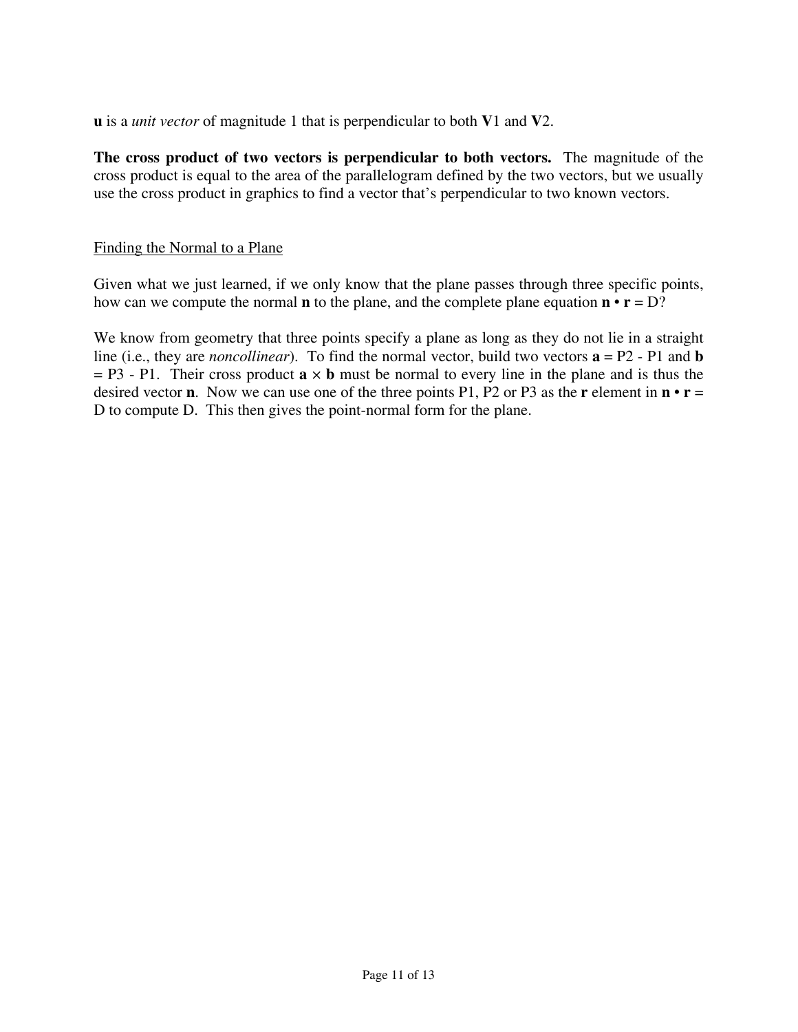**u** is a *unit vector* of magnitude 1 that is perpendicular to both **V**1 and **V**2.

**The cross product of two vectors is perpendicular to both vectors.** The magnitude of the cross product is equal to the area of the parallelogram defined by the two vectors, but we usually use the cross product in graphics to find a vector that's perpendicular to two known vectors.

## Finding the Normal to a Plane

Given what we just learned, if we only know that the plane passes through three specific points, how can we compute the normal **n** to the plane, and the complete plane equation **n** • **r** = D?

We know from geometry that three points specify a plane as long as they do not lie in a straight line (i.e., they are *noncollinear*). To find the normal vector, build two vectors **a** = P2 - P1 and **b** = P3 - P1. Their cross product **a** × **b** must be normal to every line in the plane and is thus the desired vector **n**. Now we can use one of the three points P1, P2 or P3 as the **r** element in **n** • **r** = D to compute D. This then gives the point-normal form for the plane.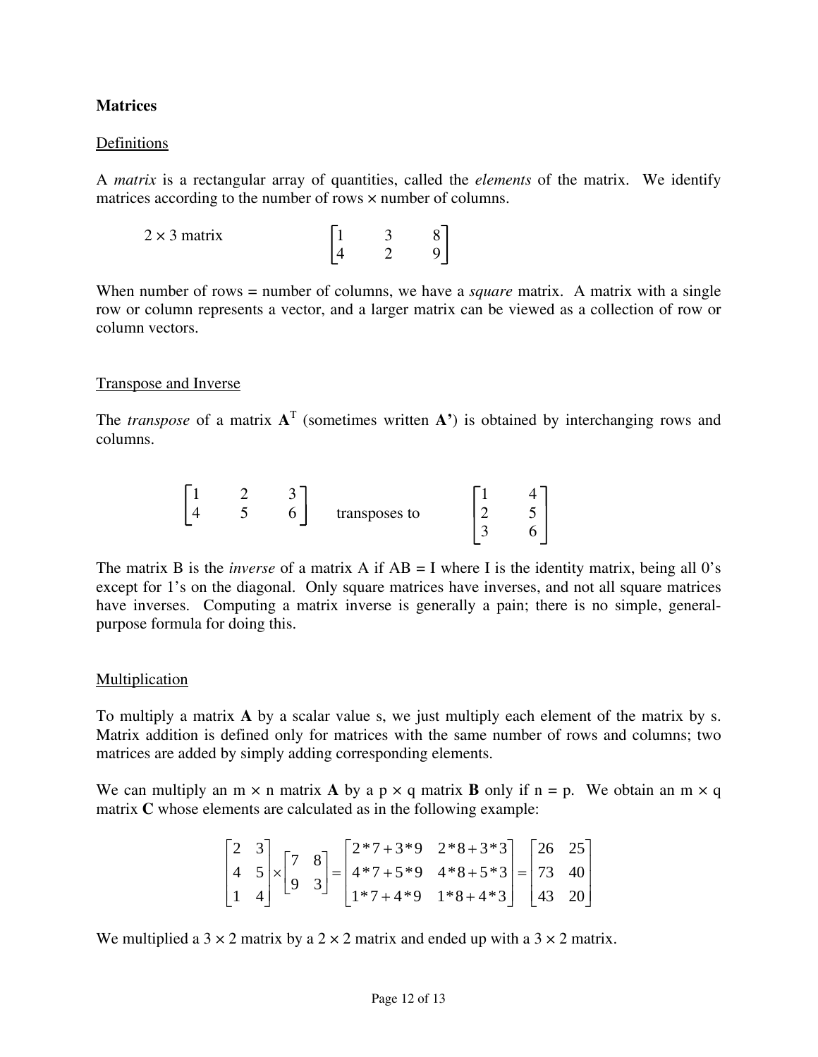**Matrices**

Definitions

A *matrix* is a rectangular array of quantities, called the *elements* of the matrix. We identify matrices according to the number of rows × number of columns.

2 × 3 matrix $$\begin{bmatrix} 1 & 3 & 8 \\ 4 & 2 & 9 \end{bmatrix}$$

When number of rows = number of columns, we have a *square* matrix. A matrix with a single row or column represents a vector, and a larger matrix can be viewed as a collection of row or column vectors.

Transpose and Inverse

The *transpose* of a matrix $\mathbf{A}^T$ (sometimes written **A'**) is obtained by interchanging rows and columns.

$$\begin{bmatrix} 1 & 2 & 3 \\ 4 & 5 & 6 \end{bmatrix} \quad \text{transposes to} \quad \begin{bmatrix} 1 & 4 \\ 2 & 5 \\ 3 & 6 \end{bmatrix}$$

The matrix B is the *inverse* of a matrix A if AB = I where I is the identity matrix, being all 0's except for 1's on the diagonal. Only square matrices have inverses, and not all square matrices have inverses. Computing a matrix inverse is generally a pain; there is no simple, general-purpose formula for doing this.

Multiplication

To multiply a matrix **A** by a scalar value s, we just multiply each element of the matrix by s. Matrix addition is defined only for matrices with the same number of rows and columns; two matrices are added by simply adding corresponding elements.

We can multiply an m × n matrix **A** by a p × q matrix **B** only if n = p. We obtain an m × q matrix **C** whose elements are calculated as in the following example:

$$\begin{bmatrix} 2 & 3 \\ 4 & 5 \\ 1 & 4 \end{bmatrix} \times \begin{bmatrix} 7 & 8 \\ 9 & 3 \end{bmatrix} = \begin{bmatrix} 2*7+3*9 & 2*8+3*3 \\ 4*7+5*9 & 4*8+5*3 \\ 1*7+4*9 & 1*8+4*3 \end{bmatrix} = \begin{bmatrix} 26 & 25 \\ 73 & 40 \\ 43 & 20 \end{bmatrix}$$

We multiplied a 3 × 2 matrix by a 2 × 2 matrix and ended up with a 3 × 2 matrix.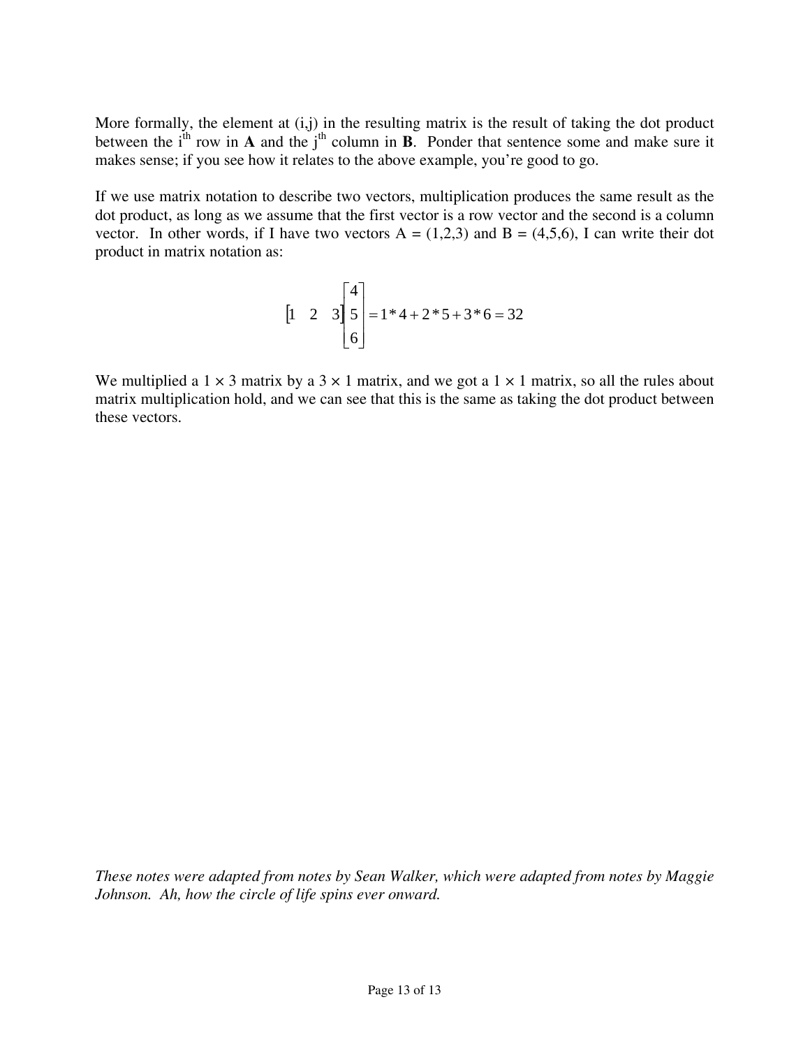More formally, the element at (i,j) in the resulting matrix is the result of taking the dot product between the $i^{th}$ row in **A** and the $j^{th}$ column in **B**. Ponder that sentence some and make sure it makes sense; if you see how it relates to the above example, you're good to go.

If we use matrix notation to describe two vectors, multiplication produces the same result as the dot product, as long as we assume that the first vector is a row vector and the second is a column vector. In other words, if I have two vectors A = (1,2,3) and B = (4,5,6), I can write their dot product in matrix notation as:

$$\begin{bmatrix} 1 & 2 & 3 \end{bmatrix} \begin{bmatrix} 4 \\ 5 \\ 6 \end{bmatrix} = 1*4 + 2*5 + 3*6 = 32$$

We multiplied a 1 × 3 matrix by a 3 × 1 matrix, and we got a 1 × 1 matrix, so all the rules about matrix multiplication hold, and we can see that this is the same as taking the dot product between these vectors.

*These notes were adapted from notes by Sean Walker, which were adapted from notes by Maggie Johnson. Ah, how the circle of life spins ever onward.*